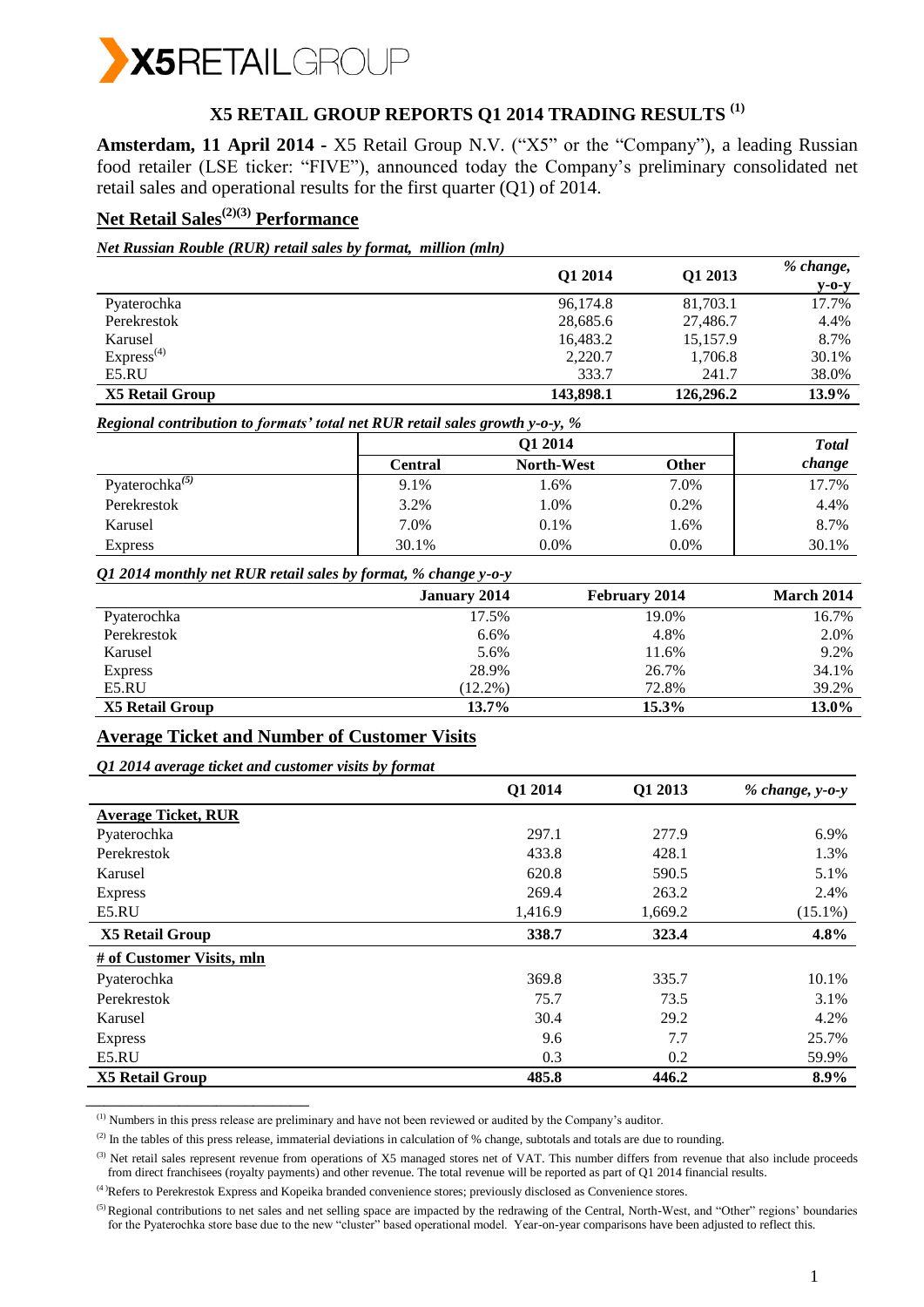# X5 RETAIL GROUP REPORTS Q1 2014 TRADING RESULTS [1]

**Amsterdam, 11 April 2014 -** X5 Retail Group N.V. ("X5" or the "Company"), a leading Russian food retailer (LSE ticker: "FIVE"), announced today the Company's preliminary consolidated net retail sales and operational results for the first quarter (Q1) of 2014.

## Net Retail Sales[2][3] Performance

***Net Russian Rouble (RUR) retail sales by format, million (mln)***

| | Q1 2014 | Q1 2013 | *% change, y-o-y* |
|---|---|---|---|
| Pyaterochka | 96,174.8 | 81,703.1 | 17.7% |
| Perekrestok | 28,685.6 | 27,486.7 | 4.4% |
| Karusel | 16,483.2 | 15,157.9 | 8.7% |
| Express[4] | 2,220.7 | 1,706.8 | 30.1% |
| E5.RU | 333.7 | 241.7 | 38.0% |
| **X5 Retail Group** | **143,898.1** | **126,296.2** | **13.9%** |

***Regional contribution to formats' total net RUR retail sales growth y-o-y, %***

| | Q1 2014 | | | ***Total change*** |
|---|---|---|---|---|
| | **Central** | **North-West** | **Other** | |
| Pyaterochka[5] | 9.1% | 1.6% | 7.0% | 17.7% |
| Perekrestok | 3.2% | 1.0% | 0.2% | 4.4% |
| Karusel | 7.0% | 0.1% | 1.6% | 8.7% |
| Express | 30.1% | 0.0% | 0.0% | 30.1% |

***Q1 2014 monthly net RUR retail sales by format, % change y-o-y***

| | January 2014 | February 2014 | March 2014 |
|---|---|---|---|
| Pyaterochka | 17.5% | 19.0% | 16.7% |
| Perekrestok | 6.6% | 4.8% | 2.0% |
| Karusel | 5.6% | 11.6% | 9.2% |
| Express | 28.9% | 26.7% | 34.1% |
| E5.RU | (12.2%) | 72.8% | 39.2% |
| **X5 Retail Group** | **13.7%** | **15.3%** | **13.0%** |

## Average Ticket and Number of Customer Visits

***Q1 2014 average ticket and customer visits by format***

| | Q1 2014 | Q1 2013 | *% change, y-o-y* |
|---|---|---|---|
| **Average Ticket, RUR** | | | |
| Pyaterochka | 297.1 | 277.9 | 6.9% |
| Perekrestok | 433.8 | 428.1 | 1.3% |
| Karusel | 620.8 | 590.5 | 5.1% |
| Express | 269.4 | 263.2 | 2.4% |
| E5.RU | 1,416.9 | 1,669.2 | (15.1%) |
| **X5 Retail Group** | **338.7** | **323.4** | **4.8%** |
| **# of Customer Visits, mln** | | | |
| Pyaterochka | 369.8 | 335.7 | 10.1% |
| Perekrestok | 75.7 | 73.5 | 3.1% |
| Karusel | 30.4 | 29.2 | 4.2% |
| Express | 9.6 | 7.7 | 25.7% |
| E5.RU | 0.3 | 0.2 | 59.9% |
| **X5 Retail Group** | **485.8** | **446.2** | **8.9%** |

---

[1] Numbers in this press release are preliminary and have not been reviewed or audited by the Company's auditor.

[2] In the tables of this press release, immaterial deviations in calculation of % change, subtotals and totals are due to rounding.

[3] Net retail sales represent revenue from operations of X5 managed stores net of VAT. This number differs from revenue that also include proceeds from direct franchisees (royalty payments) and other revenue. The total revenue will be reported as part of Q1 2014 financial results.

[4] Refers to Perekrestok Express and Kopeika branded convenience stores; previously disclosed as Convenience stores.

[5] Regional contributions to net sales and net selling space are impacted by the redrawing of the Central, North-West, and "Other" regions' boundaries for the Pyaterochka store base due to the new "cluster" based operational model. Year-on-year comparisons have been adjusted to reflect this.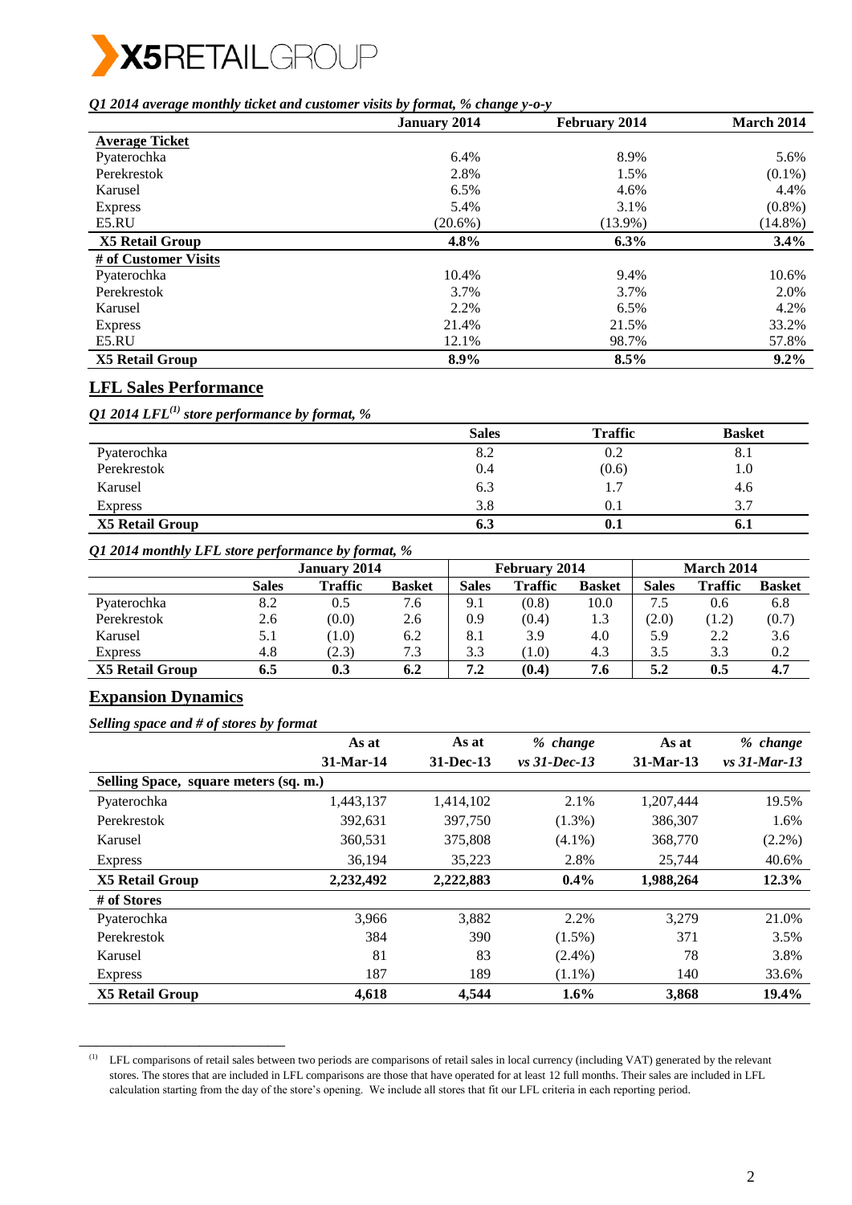*Q1 2014 average monthly ticket and customer visits by format, % change y-o-y*

| | January 2014 | February 2014 | March 2014 |
|---|---|---|---|
| **Average Ticket** | | | |
| Pyaterochka | 6.4% | 8.9% | 5.6% |
| Perekrestok | 2.8% | 1.5% | (0.1%) |
| Karusel | 6.5% | 4.6% | 4.4% |
| Express | 5.4% | 3.1% | (0.8%) |
| E5.RU | (20.6%) | (13.9%) | (14.8%) |
| **X5 Retail Group** | **4.8%** | **6.3%** | **3.4%** |
| **# of Customer Visits** | | | |
| Pyaterochka | 10.4% | 9.4% | 10.6% |
| Perekrestok | 3.7% | 3.7% | 2.0% |
| Karusel | 2.2% | 6.5% | 4.2% |
| Express | 21.4% | 21.5% | 33.2% |
| E5.RU | 12.1% | 98.7% | 57.8% |
| **X5 Retail Group** | **8.9%** | **8.5%** | **9.2%** |

## LFL Sales Performance

*Q1 2014 LFL[1] store performance by format, %*

| | Sales | Traffic | Basket |
|---|---|---|---|
| Pyaterochka | 8.2 | 0.2 | 8.1 |
| Perekrestok | 0.4 | (0.6) | 1.0 |
| Karusel | 6.3 | 1.7 | 4.6 |
| Express | 3.8 | 0.1 | 3.7 |
| **X5 Retail Group** | **6.3** | **0.1** | **6.1** |

*Q1 2014 monthly LFL store performance by format, %*

| | January 2014 | | | February 2014 | | | March 2014 | | |
|---|---|---|---|---|---|---|---|---|---|
| | Sales | Traffic | Basket | Sales | Traffic | Basket | Sales | Traffic | Basket |
| Pyaterochka | 8.2 | 0.5 | 7.6 | 9.1 | (0.8) | 10.0 | 7.5 | 0.6 | 6.8 |
| Perekrestok | 2.6 | (0.0) | 2.6 | 0.9 | (0.4) | 1.3 | (2.0) | (1.2) | (0.7) |
| Karusel | 5.1 | (1.0) | 6.2 | 8.1 | 3.9 | 4.0 | 5.9 | 2.2 | 3.6 |
| Express | 4.8 | (2.3) | 7.3 | 3.3 | (1.0) | 4.3 | 3.5 | 3.3 | 0.2 |
| **X5 Retail Group** | **6.5** | **0.3** | **6.2** | **7.2** | **(0.4)** | **7.6** | **5.2** | **0.5** | **4.7** |

## Expansion Dynamics

*Selling space and # of stores by format*

| | As at 31-Mar-14 | As at 31-Dec-13 | *% change vs 31-Dec-13* | As at 31-Mar-13 | *% change vs 31-Mar-13* |
|---|---|---|---|---|---|
| **Selling Space, square meters (sq. m.)** | | | | | |
| Pyaterochka | 1,443,137 | 1,414,102 | 2.1% | 1,207,444 | 19.5% |
| Perekrestok | 392,631 | 397,750 | (1.3%) | 386,307 | 1.6% |
| Karusel | 360,531 | 375,808 | (4.1%) | 368,770 | (2.2%) |
| Express | 36,194 | 35,223 | 2.8% | 25,744 | 40.6% |
| **X5 Retail Group** | **2,232,492** | **2,222,883** | **0.4%** | **1,988,264** | **12.3%** |
| **# of Stores** | | | | | |
| Pyaterochka | 3,966 | 3,882 | 2.2% | 3,279 | 21.0% |
| Perekrestok | 384 | 390 | (1.5%) | 371 | 3.5% |
| Karusel | 81 | 83 | (2.4%) | 78 | 3.8% |
| Express | 187 | 189 | (1.1%) | 140 | 33.6% |
| **X5 Retail Group** | **4,618** | **4,544** | **1.6%** | **3,868** | **19.4%** |

---

[1] LFL comparisons of retail sales between two periods are comparisons of retail sales in local currency (including VAT) generated by the relevant stores. The stores that are included in LFL comparisons are those that have operated for at least 12 full months. Their sales are included in LFL calculation starting from the day of the store's opening. We include all stores that fit our LFL criteria in each reporting period.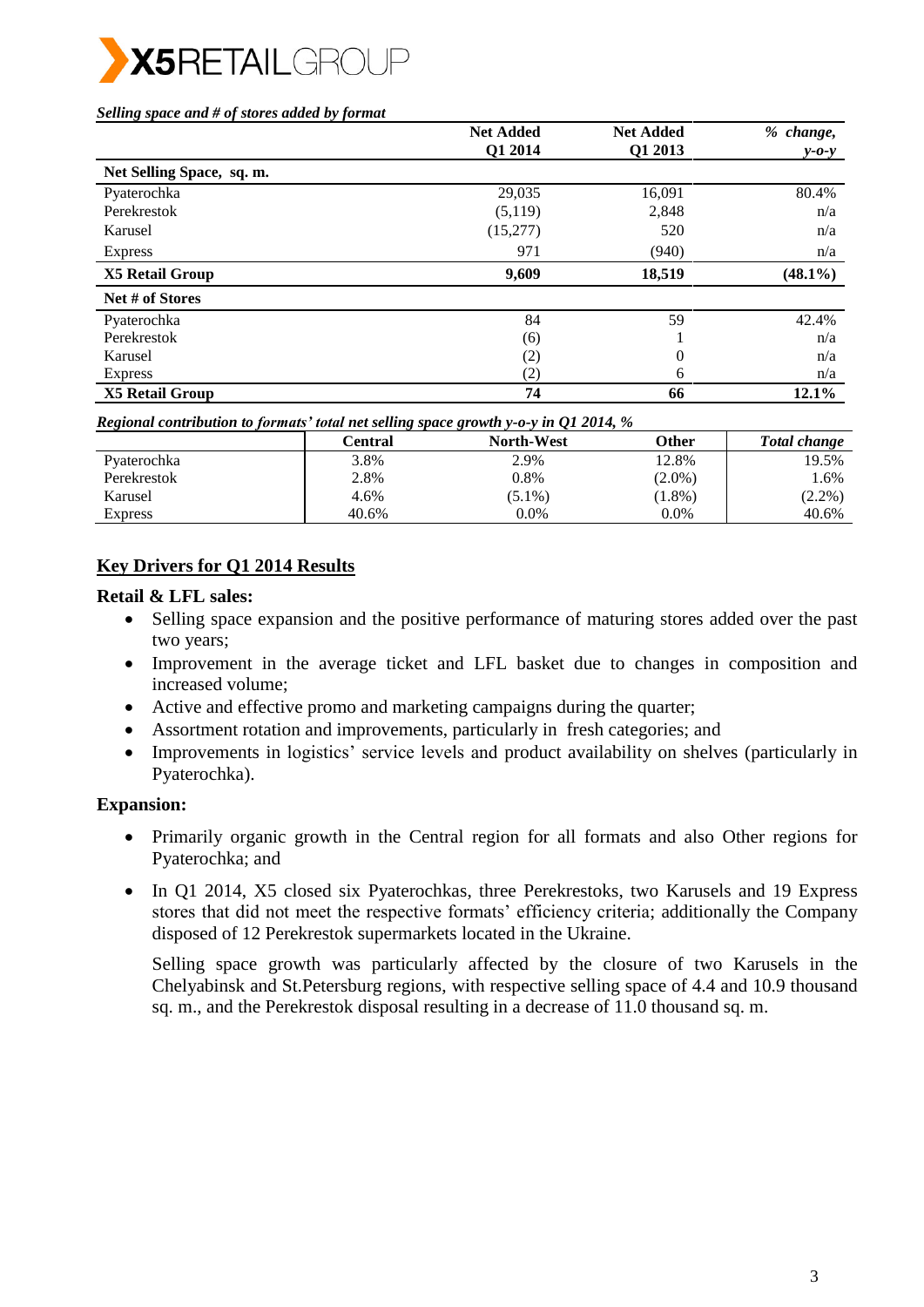*Selling space and # of stores added by format*

| | Net Added Q1 2014 | Net Added Q1 2013 | *% change, y-o-y* |
|---|---|---|---|
| **Net Selling Space, sq. m.** | | | |
| Pyaterochka | 29,035 | 16,091 | 80.4% |
| Perekrestok | (5,119) | 2,848 | n/a |
| Karusel | (15,277) | 520 | n/a |
| Express | 971 | (940) | n/a |
| **X5 Retail Group** | **9,609** | **18,519** | **(48.1%)** |
| **Net # of Stores** | | | |
| Pyaterochka | 84 | 59 | 42.4% |
| Perekrestok | (6) | 1 | n/a |
| Karusel | (2) | 0 | n/a |
| Express | (2) | 6 | n/a |
| **X5 Retail Group** | **74** | **66** | **12.1%** |

*Regional contribution to formats' total net selling space growth y-o-y in Q1 2014, %*

| | Central | North-West | Other | *Total change* |
|---|---|---|---|---|
| Pyaterochka | 3.8% | 2.9% | 12.8% | 19.5% |
| Perekrestok | 2.8% | 0.8% | (2.0%) | 1.6% |
| Karusel | 4.6% | (5.1%) | (1.8%) | (2.2%) |
| Express | 40.6% | 0.0% | 0.0% | 40.6% |

## Key Drivers for Q1 2014 Results

**Retail & LFL sales:**

- Selling space expansion and the positive performance of maturing stores added over the past two years;
- Improvement in the average ticket and LFL basket due to changes in composition and increased volume;
- Active and effective promo and marketing campaigns during the quarter;
- Assortment rotation and improvements, particularly in fresh categories; and
- Improvements in logistics' service levels and product availability on shelves (particularly in Pyaterochka).

**Expansion:**

- Primarily organic growth in the Central region for all formats and also Other regions for Pyaterochka; and
- In Q1 2014, X5 closed six Pyaterochkas, three Perekrestoks, two Karusels and 19 Express stores that did not meet the respective formats' efficiency criteria; additionally the Company disposed of 12 Perekrestok supermarkets located in the Ukraine.

  Selling space growth was particularly affected by the closure of two Karusels in the Chelyabinsk and St.Petersburg regions, with respective selling space of 4.4 and 10.9 thousand sq. m., and the Perekrestok disposal resulting in a decrease of 11.0 thousand sq. m.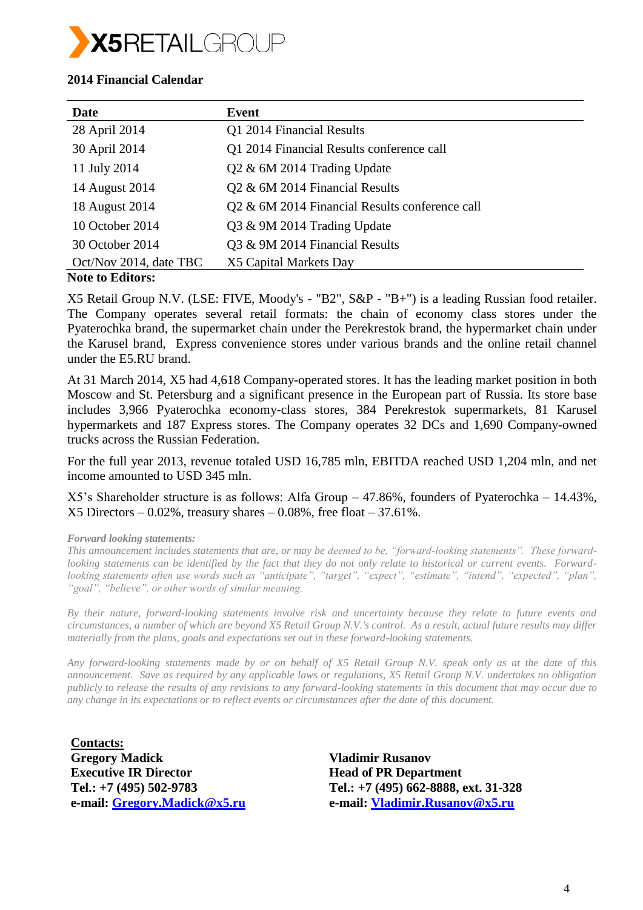**X5RETAILGROUP**

**2014 Financial Calendar**

| **Date** | **Event** |
|---|---|
| 28 April 2014 | Q1 2014 Financial Results |
| 30 April 2014 | Q1 2014 Financial Results conference call |
| 11 July 2014 | Q2 & 6M 2014 Trading Update |
| 14 August 2014 | Q2 & 6M 2014 Financial Results |
| 18 August 2014 | Q2 & 6M 2014 Financial Results conference call |
| 10 October 2014 | Q3 & 9M 2014 Trading Update |
| 30 October 2014 | Q3 & 9M 2014 Financial Results |
| Oct/Nov 2014, date TBC | X5 Capital Markets Day |

**Note to Editors:**

X5 Retail Group N.V. (LSE: FIVE, Moody's - "B2", S&P - "B+") is a leading Russian food retailer. The Company operates several retail formats: the chain of economy class stores under the Pyaterochka brand, the supermarket chain under the Perekrestok brand, the hypermarket chain under the Karusel brand, Express convenience stores under various brands and the online retail channel under the E5.RU brand.

At 31 March 2014, X5 had 4,618 Company-operated stores. It has the leading market position in both Moscow and St. Petersburg and a significant presence in the European part of Russia. Its store base includes 3,966 Pyaterochka economy-class stores, 384 Perekrestok supermarkets, 81 Karusel hypermarkets and 187 Express stores. The Company operates 32 DCs and 1,690 Company-owned trucks across the Russian Federation.

For the full year 2013, revenue totaled USD 16,785 mln, EBITDA reached USD 1,204 mln, and net income amounted to USD 345 mln.

X5's Shareholder structure is as follows: Alfa Group – 47.86%, founders of Pyaterochka – 14.43%, X5 Directors – 0.02%, treasury shares – 0.08%, free float – 37.61%.

***Forward looking statements:***

*This announcement includes statements that are, or may be deemed to be, "forward-looking statements". These forward-looking statements can be identified by the fact that they do not only relate to historical or current events. Forward-looking statements often use words such as "anticipate", "target", "expect", "estimate", "intend", "expected", "plan", "goal", "believe", or other words of similar meaning.*

*By their nature, forward-looking statements involve risk and uncertainty because they relate to future events and circumstances, a number of which are beyond X5 Retail Group N.V.'s control. As a result, actual future results may differ materially from the plans, goals and expectations set out in these forward-looking statements.*

*Any forward-looking statements made by or on behalf of X5 Retail Group N.V. speak only as at the date of this announcement. Save as required by any applicable laws or regulations, X5 Retail Group N.V. undertakes no obligation publicly to release the results of any revisions to any forward-looking statements in this document that may occur due to any change in its expectations or to reflect events or circumstances after the date of this document.*

**Contacts:**

**Gregory Madick**
**Executive IR Director**
**Tel.: +7 (495) 502-9783**
**e-mail: Gregory.Madick@x5.ru**

**Vladimir Rusanov**
**Head of PR Department**
**Tel.: +7 (495) 662-8888, ext. 31-328**
**e-mail: Vladimir.Rusanov@x5.ru**